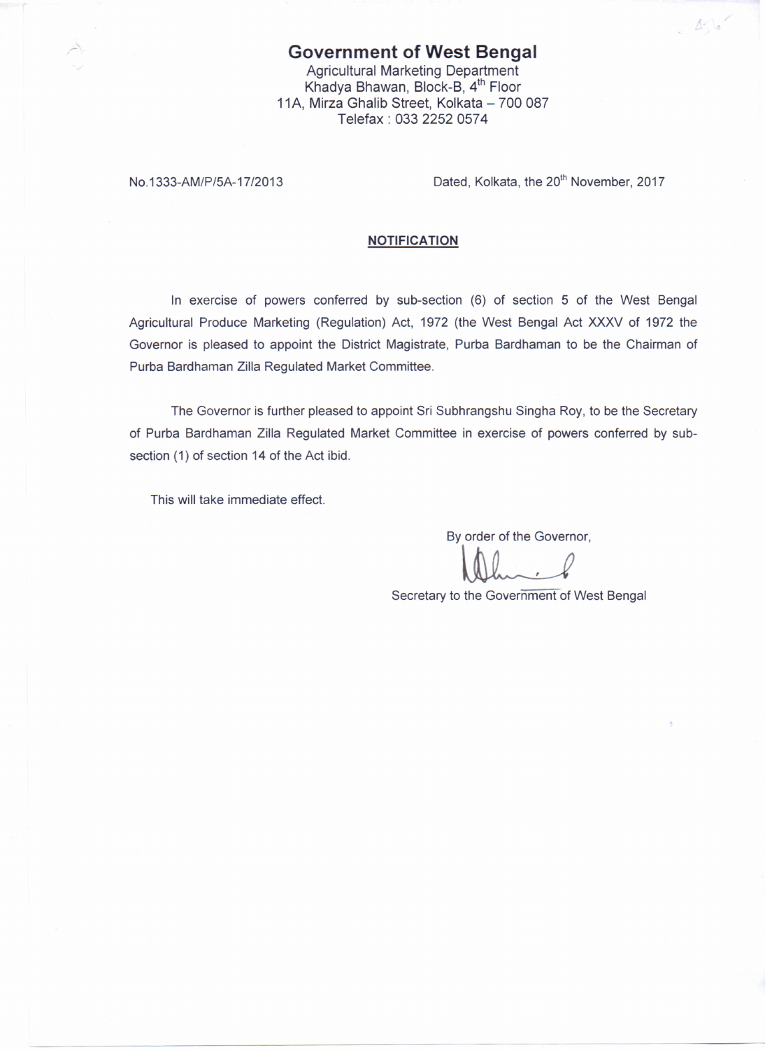# Government of West Bengal

Agricultural Marketing Department
Khadya Bhawan, Block-B, 4th Floor
11A, Mirza Ghalib Street, Kolkata – 700 087
Telefax : 033 2252 0574

No.1333-AM/P/5A-17/2013 Dated, Kolkata, the 20th November, 2017

**NOTIFICATION**

In exercise of powers conferred by sub-section (6) of section 5 of the West Bengal Agricultural Produce Marketing (Regulation) Act, 1972 (the West Bengal Act XXXV of 1972 the Governor is pleased to appoint the District Magistrate, Purba Bardhaman to be the Chairman of Purba Bardhaman Zilla Regulated Market Committee.

The Governor is further pleased to appoint Sri Subhrangshu Singha Roy, to be the Secretary of Purba Bardhaman Zilla Regulated Market Committee in exercise of powers conferred by sub-section (1) of section 14 of the Act ibid.

This will take immediate effect.

By order of the Governor,

Secretary to the Government of West Bengal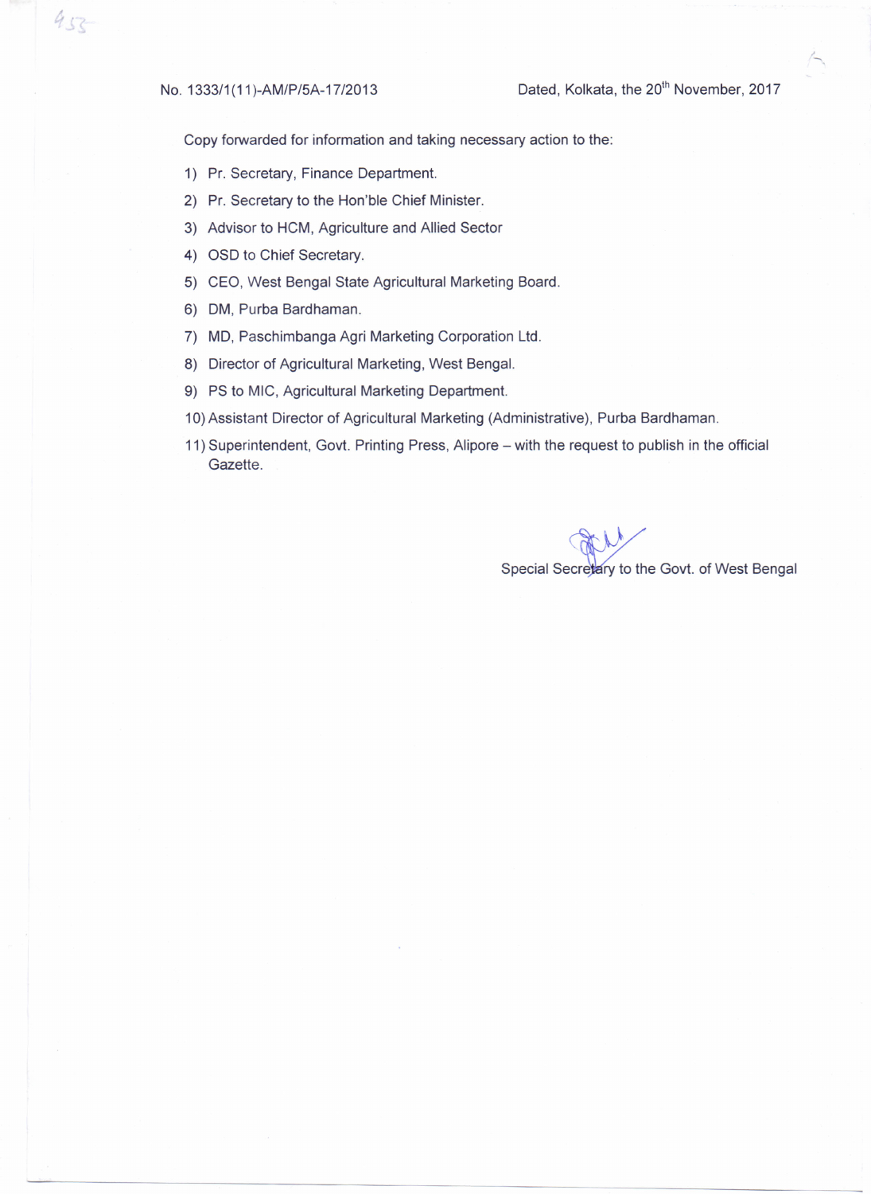No. 1333/1(11)-AM/P/5A-17/2013 Dated, Kolkata, the 20th November, 2017

Copy forwarded for information and taking necessary action to the:

1) Pr. Secretary, Finance Department.
2) Pr. Secretary to the Hon'ble Chief Minister.
3) Advisor to HCM, Agriculture and Allied Sector
4) OSD to Chief Secretary.
5) CEO, West Bengal State Agricultural Marketing Board.
6) DM, Purba Bardhaman.
7) MD, Paschimbanga Agri Marketing Corporation Ltd.
8) Director of Agricultural Marketing, West Bengal.
9) PS to MIC, Agricultural Marketing Department.
10) Assistant Director of Agricultural Marketing (Administrative), Purba Bardhaman.
11) Superintendent, Govt. Printing Press, Alipore – with the request to publish in the official Gazette.

Special Secretary to the Govt. of West Bengal